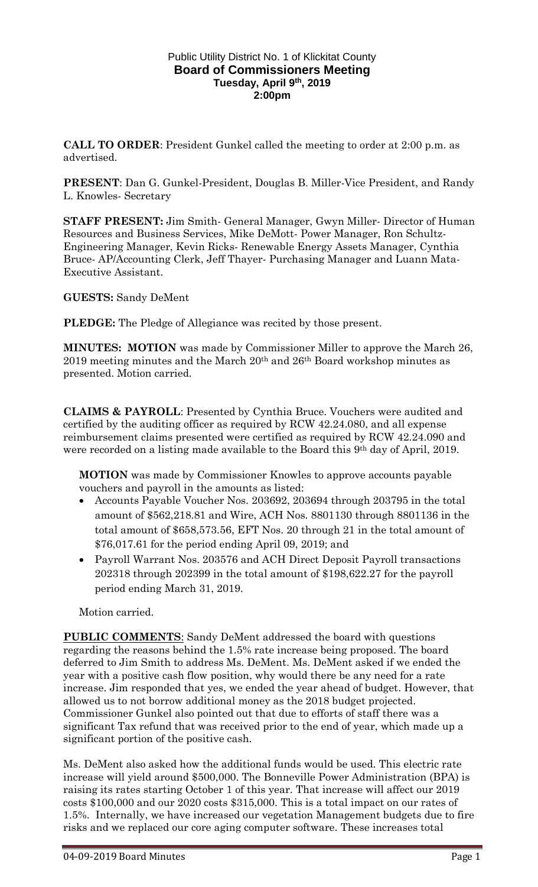Public Utility District No. 1 of Klickitat County
**Board of Commissioners Meeting**
**Tuesday, April 9th, 2019**
**2:00pm**

**CALL TO ORDER**: President Gunkel called the meeting to order at 2:00 p.m. as advertised.

**PRESENT**: Dan G. Gunkel-President, Douglas B. Miller-Vice President, and Randy L. Knowles- Secretary

**STAFF PRESENT:** Jim Smith- General Manager, Gwyn Miller- Director of Human Resources and Business Services, Mike DeMott- Power Manager, Ron Schultz-Engineering Manager, Kevin Ricks- Renewable Energy Assets Manager, Cynthia Bruce- AP/Accounting Clerk, Jeff Thayer- Purchasing Manager and Luann Mata-Executive Assistant.

**GUESTS:** Sandy DeMent

**PLEDGE:** The Pledge of Allegiance was recited by those present.

**MINUTES: MOTION** was made by Commissioner Miller to approve the March 26, 2019 meeting minutes and the March 20th and 26th Board workshop minutes as presented. Motion carried.

**CLAIMS & PAYROLL**: Presented by Cynthia Bruce. Vouchers were audited and certified by the auditing officer as required by RCW 42.24.080, and all expense reimbursement claims presented were certified as required by RCW 42.24.090 and were recorded on a listing made available to the Board this 9th day of April, 2019.

**MOTION** was made by Commissioner Knowles to approve accounts payable vouchers and payroll in the amounts as listed:

- Accounts Payable Voucher Nos. 203692, 203694 through 203795 in the total amount of $562,218.81 and Wire, ACH Nos. 8801130 through 8801136 in the total amount of $658,573.56, EFT Nos. 20 through 21 in the total amount of $76,017.61 for the period ending April 09, 2019; and
- Payroll Warrant Nos. 203576 and ACH Direct Deposit Payroll transactions 202318 through 202399 in the total amount of $198,622.27 for the payroll period ending March 31, 2019.

Motion carried.

**PUBLIC COMMENTS**: Sandy DeMent addressed the board with questions regarding the reasons behind the 1.5% rate increase being proposed. The board deferred to Jim Smith to address Ms. DeMent. Ms. DeMent asked if we ended the year with a positive cash flow position, why would there be any need for a rate increase. Jim responded that yes, we ended the year ahead of budget. However, that allowed us to not borrow additional money as the 2018 budget projected. Commissioner Gunkel also pointed out that due to efforts of staff there was a significant Tax refund that was received prior to the end of year, which made up a significant portion of the positive cash.

Ms. DeMent also asked how the additional funds would be used. This electric rate increase will yield around $500,000. The Bonneville Power Administration (BPA) is raising its rates starting October 1 of this year. That increase will affect our 2019 costs $100,000 and our 2020 costs $315,000. This is a total impact on our rates of 1.5%. Internally, we have increased our vegetation Management budgets due to fire risks and we replaced our core aging computer software. These increases total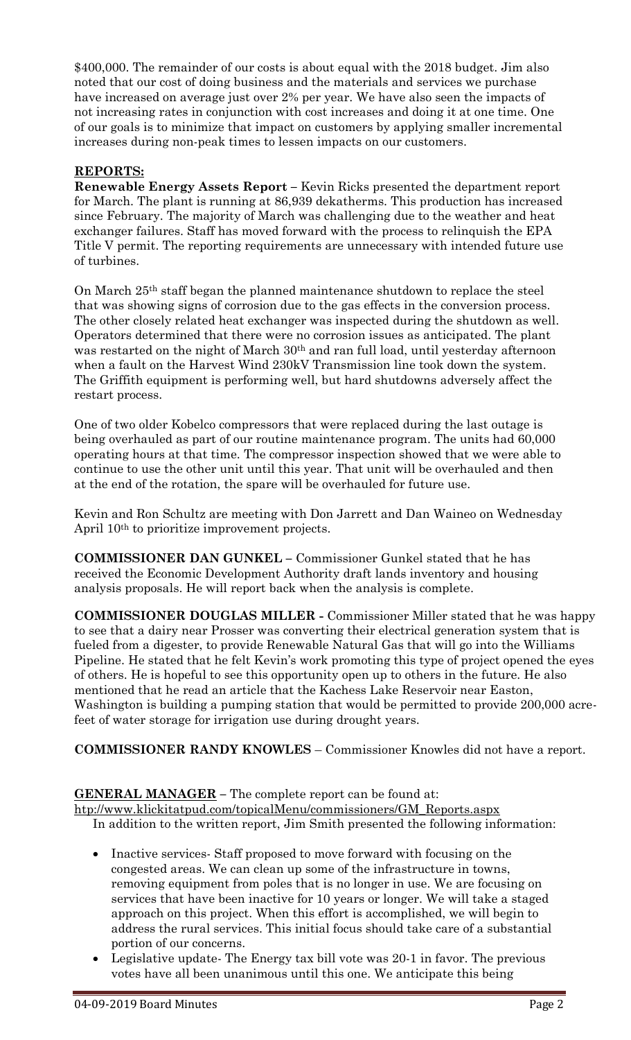$400,000. The remainder of our costs is about equal with the 2018 budget. Jim also noted that our cost of doing business and the materials and services we purchase have increased on average just over 2% per year. We have also seen the impacts of not increasing rates in conjunction with cost increases and doing it at one time. One of our goals is to minimize that impact on customers by applying smaller incremental increases during non-peak times to lessen impacts on our customers.

## REPORTS:

**Renewable Energy Assets Report** – Kevin Ricks presented the department report for March. The plant is running at 86,939 dekatherms. This production has increased since February. The majority of March was challenging due to the weather and heat exchanger failures. Staff has moved forward with the process to relinquish the EPA Title V permit. The reporting requirements are unnecessary with intended future use of turbines.

On March 25th staff began the planned maintenance shutdown to replace the steel that was showing signs of corrosion due to the gas effects in the conversion process. The other closely related heat exchanger was inspected during the shutdown as well. Operators determined that there were no corrosion issues as anticipated. The plant was restarted on the night of March 30th and ran full load, until yesterday afternoon when a fault on the Harvest Wind 230kV Transmission line took down the system. The Griffith equipment is performing well, but hard shutdowns adversely affect the restart process.

One of two older Kobelco compressors that were replaced during the last outage is being overhauled as part of our routine maintenance program. The units had 60,000 operating hours at that time. The compressor inspection showed that we were able to continue to use the other unit until this year. That unit will be overhauled and then at the end of the rotation, the spare will be overhauled for future use.

Kevin and Ron Schultz are meeting with Don Jarrett and Dan Waineo on Wednesday April 10th to prioritize improvement projects.

**COMMISSIONER DAN GUNKEL** – Commissioner Gunkel stated that he has received the Economic Development Authority draft lands inventory and housing analysis proposals. He will report back when the analysis is complete.

**COMMISSIONER DOUGLAS MILLER -** Commissioner Miller stated that he was happy to see that a dairy near Prosser was converting their electrical generation system that is fueled from a digester, to provide Renewable Natural Gas that will go into the Williams Pipeline. He stated that he felt Kevin's work promoting this type of project opened the eyes of others. He is hopeful to see this opportunity open up to others in the future. He also mentioned that he read an article that the Kachess Lake Reservoir near Easton, Washington is building a pumping station that would be permitted to provide 200,000 acre-feet of water storage for irrigation use during drought years.

**COMMISSIONER RANDY KNOWLES** – Commissioner Knowles did not have a report.

**GENERAL MANAGER** – The complete report can be found at: htp://www.klickitatpud.com/topicalMenu/commissioners/GM_Reports.aspx

In addition to the written report, Jim Smith presented the following information:

- Inactive services- Staff proposed to move forward with focusing on the congested areas. We can clean up some of the infrastructure in towns, removing equipment from poles that is no longer in use. We are focusing on services that have been inactive for 10 years or longer. We will take a staged approach on this project. When this effort is accomplished, we will begin to address the rural services. This initial focus should take care of a substantial portion of our concerns.
- Legislative update- The Energy tax bill vote was 20-1 in favor. The previous votes have all been unanimous until this one. We anticipate this being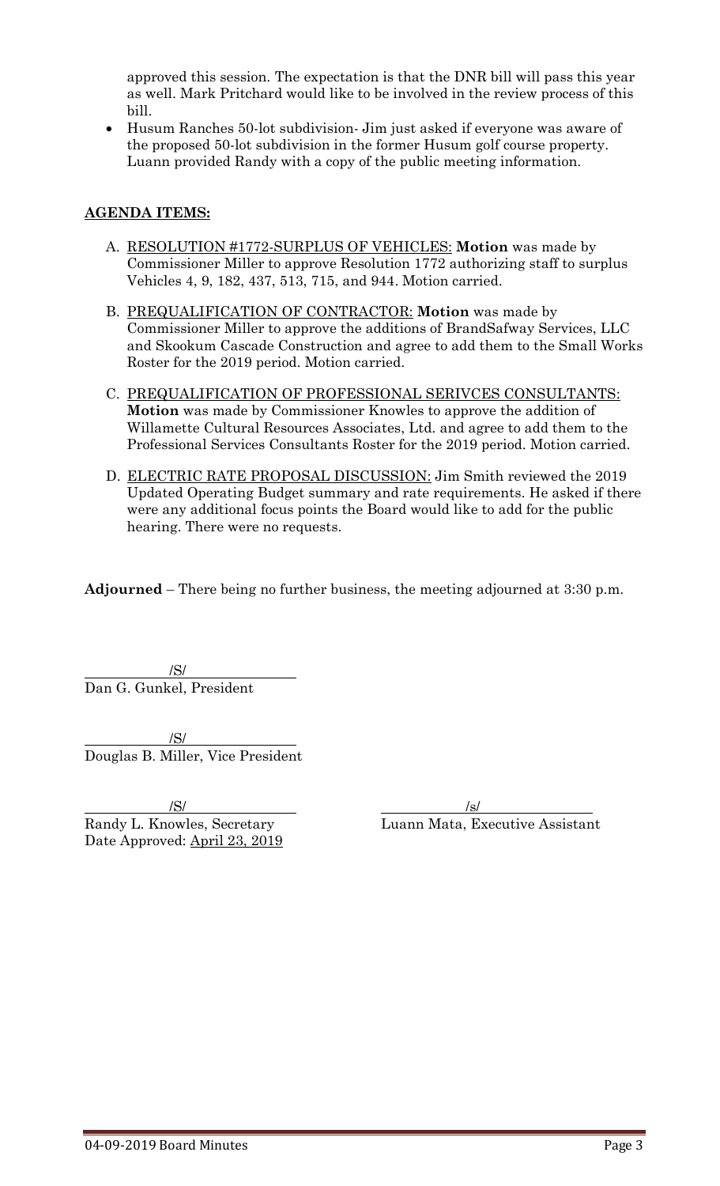approved this session. The expectation is that the DNR bill will pass this year as well. Mark Pritchard would like to be involved in the review process of this bill.

- Husum Ranches 50-lot subdivision- Jim just asked if everyone was aware of the proposed 50-lot subdivision in the former Husum golf course property. Luann provided Randy with a copy of the public meeting information.

**AGENDA ITEMS:**

A. RESOLUTION #1772-SURPLUS OF VEHICLES: **Motion** was made by Commissioner Miller to approve Resolution 1772 authorizing staff to surplus Vehicles 4, 9, 182, 437, 513, 715, and 944. Motion carried.

B. PREQUALIFICATION OF CONTRACTOR: **Motion** was made by Commissioner Miller to approve the additions of BrandSafway Services, LLC and Skookum Cascade Construction and agree to add them to the Small Works Roster for the 2019 period. Motion carried.

C. PREQUALIFICATION OF PROFESSIONAL SERIVCES CONSULTANTS: **Motion** was made by Commissioner Knowles to approve the addition of Willamette Cultural Resources Associates, Ltd. and agree to add them to the Professional Services Consultants Roster for the 2019 period. Motion carried.

D. ELECTRIC RATE PROPOSAL DISCUSSION: Jim Smith reviewed the 2019 Updated Operating Budget summary and rate requirements. He asked if there were any additional focus points the Board would like to add for the public hearing. There were no requests.

**Adjourned** – There being no further business, the meeting adjourned at 3:30 p.m.

/S/
Dan G. Gunkel, President

/S/
Douglas B. Miller, Vice President

/S/
Randy L. Knowles, Secretary
Date Approved: April 23, 2019

/s/
Luann Mata, Executive Assistant